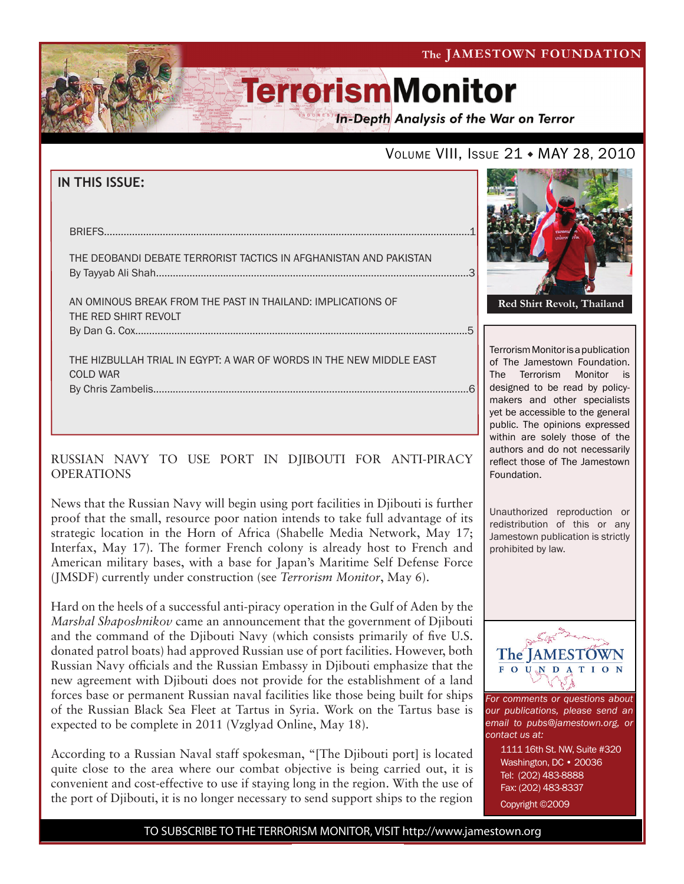# TerrorismMonitor

*In-Depth Analysis of the War on Terror*

The JAMESTOWN FOUNDATION

VOLUME VIII, ISSUE 21 ♦ MAY 28, 2010

## IN THIS ISSUE:

BRIEFS....1

THE DEOBANDI DEBATE TERRORIST TACTICS IN AFGHANISTAN AND PAKISTAN
By Tayyab Ali Shah....3

AN OMINOUS BREAK FROM THE PAST IN THAILAND: IMPLICATIONS OF THE RED SHIRT REVOLT
By Dan G. Cox....5

THE HIZBULLAH TRIAL IN EGYPT: A WAR OF WORDS IN THE NEW MIDDLE EAST COLD WAR
By Chris Zambelis....6

Red Shirt Revolt, Thailand

Terrorism Monitor is a publication of The Jamestown Foundation. The Terrorism Monitor is designed to be read by policy-makers and other specialists yet be accessible to the general public. The opinions expressed within are solely those of the authors and do not necessarily reflect those of The Jamestown Foundation.

Unauthorized reproduction or redistribution of this or any Jamestown publication is strictly prohibited by law.

*For comments or questions about our publications, please send an email to pubs@jamestown.org, or contact us at:*

1111 16th St. NW, Suite #320
Washington, DC • 20036
Tel: (202) 483-8888
Fax: (202) 483-8337
Copyright ©2009

## RUSSIAN NAVY TO USE PORT IN DJIBOUTI FOR ANTI-PIRACY OPERATIONS

News that the Russian Navy will begin using port facilities in Djibouti is further proof that the small, resource poor nation intends to take full advantage of its strategic location in the Horn of Africa (Shabelle Media Network, May 17; Interfax, May 17). The former French colony is already host to French and American military bases, with a base for Japan's Maritime Self Defense Force (JMSDF) currently under construction (see *Terrorism Monitor*, May 6).

Hard on the heels of a successful anti-piracy operation in the Gulf of Aden by the *Marshal Shaposhnikov* came an announcement that the government of Djibouti and the command of the Djibouti Navy (which consists primarily of five U.S. donated patrol boats) had approved Russian use of port facilities. However, both Russian Navy officials and the Russian Embassy in Djibouti emphasize that the new agreement with Djibouti does not provide for the establishment of a land forces base or permanent Russian naval facilities like those being built for ships of the Russian Black Sea Fleet at Tartus in Syria. Work on the Tartus base is expected to be complete in 2011 (Vzglyad Online, May 18).

According to a Russian Naval staff spokesman, "[The Djibouti port] is located quite close to the area where our combat objective is being carried out, it is convenient and cost-effective to use if staying long in the region. With the use of the port of Djibouti, it is no longer necessary to send support ships to the region

TO SUBSCRIBE TO THE TERRORISM MONITOR, VISIT http://www.jamestown.org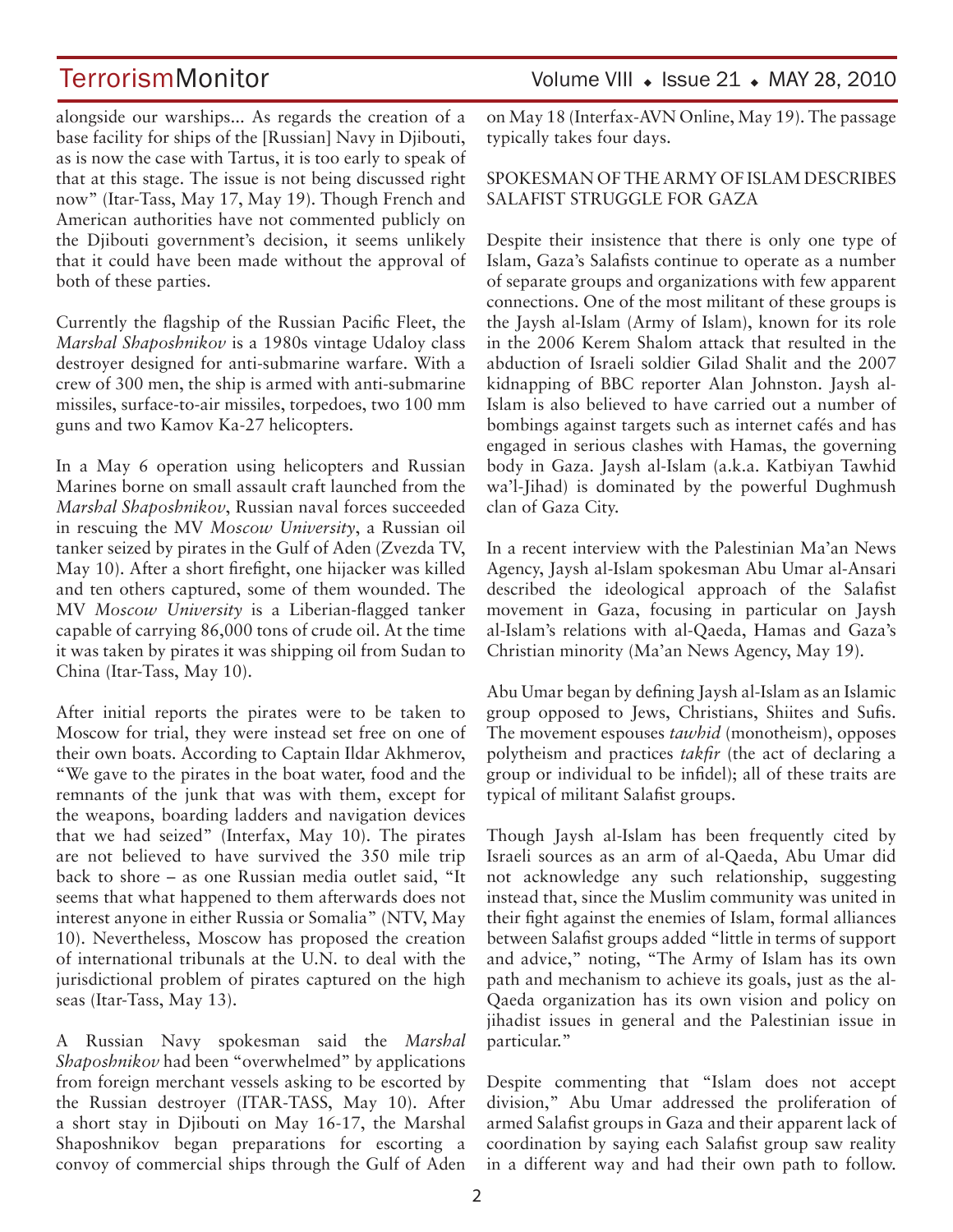alongside our warships... As regards the creation of a base facility for ships of the [Russian] Navy in Djibouti, as is now the case with Tartus, it is too early to speak of that at this stage. The issue is not being discussed right now" (Itar-Tass, May 17, May 19). Though French and American authorities have not commented publicly on the Djibouti government's decision, it seems unlikely that it could have been made without the approval of both of these parties.

Currently the flagship of the Russian Pacific Fleet, the *Marshal Shaposhnikov* is a 1980s vintage Udaloy class destroyer designed for anti-submarine warfare. With a crew of 300 men, the ship is armed with anti-submarine missiles, surface-to-air missiles, torpedoes, two 100 mm guns and two Kamov Ka-27 helicopters.

In a May 6 operation using helicopters and Russian Marines borne on small assault craft launched from the *Marshal Shaposhnikov*, Russian naval forces succeeded in rescuing the MV *Moscow University*, a Russian oil tanker seized by pirates in the Gulf of Aden (Zvezda TV, May 10). After a short firefight, one hijacker was killed and ten others captured, some of them wounded. The MV *Moscow University* is a Liberian-flagged tanker capable of carrying 86,000 tons of crude oil. At the time it was taken by pirates it was shipping oil from Sudan to China (Itar-Tass, May 10).

After initial reports the pirates were to be taken to Moscow for trial, they were instead set free on one of their own boats. According to Captain Ildar Akhmerov, "We gave to the pirates in the boat water, food and the remnants of the junk that was with them, except for the weapons, boarding ladders and navigation devices that we had seized" (Interfax, May 10). The pirates are not believed to have survived the 350 mile trip back to shore – as one Russian media outlet said, "It seems that what happened to them afterwards does not interest anyone in either Russia or Somalia" (NTV, May 10). Nevertheless, Moscow has proposed the creation of international tribunals at the U.N. to deal with the jurisdictional problem of pirates captured on the high seas (Itar-Tass, May 13).

A Russian Navy spokesman said the *Marshal Shaposhnikov* had been "overwhelmed" by applications from foreign merchant vessels asking to be escorted by the Russian destroyer (ITAR-TASS, May 10). After a short stay in Djibouti on May 16-17, the Marshal Shaposhnikov began preparations for escorting a convoy of commercial ships through the Gulf of Aden on May 18 (Interfax-AVN Online, May 19). The passage typically takes four days.

## SPOKESMAN OF THE ARMY OF ISLAM DESCRIBES SALAFIST STRUGGLE FOR GAZA

Despite their insistence that there is only one type of Islam, Gaza's Salafists continue to operate as a number of separate groups and organizations with few apparent connections. One of the most militant of these groups is the Jaysh al-Islam (Army of Islam), known for its role in the 2006 Kerem Shalom attack that resulted in the abduction of Israeli soldier Gilad Shalit and the 2007 kidnapping of BBC reporter Alan Johnston. Jaysh al-Islam is also believed to have carried out a number of bombings against targets such as internet cafés and has engaged in serious clashes with Hamas, the governing body in Gaza. Jaysh al-Islam (a.k.a. Katbiyan Tawhid wa'l-Jihad) is dominated by the powerful Dughmush clan of Gaza City.

In a recent interview with the Palestinian Ma'an News Agency, Jaysh al-Islam spokesman Abu Umar al-Ansari described the ideological approach of the Salafist movement in Gaza, focusing in particular on Jaysh al-Islam's relations with al-Qaeda, Hamas and Gaza's Christian minority (Ma'an News Agency, May 19).

Abu Umar began by defining Jaysh al-Islam as an Islamic group opposed to Jews, Christians, Shiites and Sufis. The movement espouses *tawhid* (monotheism), opposes polytheism and practices *takfir* (the act of declaring a group or individual to be infidel); all of these traits are typical of militant Salafist groups.

Though Jaysh al-Islam has been frequently cited by Israeli sources as an arm of al-Qaeda, Abu Umar did not acknowledge any such relationship, suggesting instead that, since the Muslim community was united in their fight against the enemies of Islam, formal alliances between Salafist groups added "little in terms of support and advice," noting, "The Army of Islam has its own path and mechanism to achieve its goals, just as the al-Qaeda organization has its own vision and policy on jihadist issues in general and the Palestinian issue in particular."

Despite commenting that "Islam does not accept division," Abu Umar addressed the proliferation of armed Salafist groups in Gaza and their apparent lack of coordination by saying each Salafist group saw reality in a different way and had their own path to follow.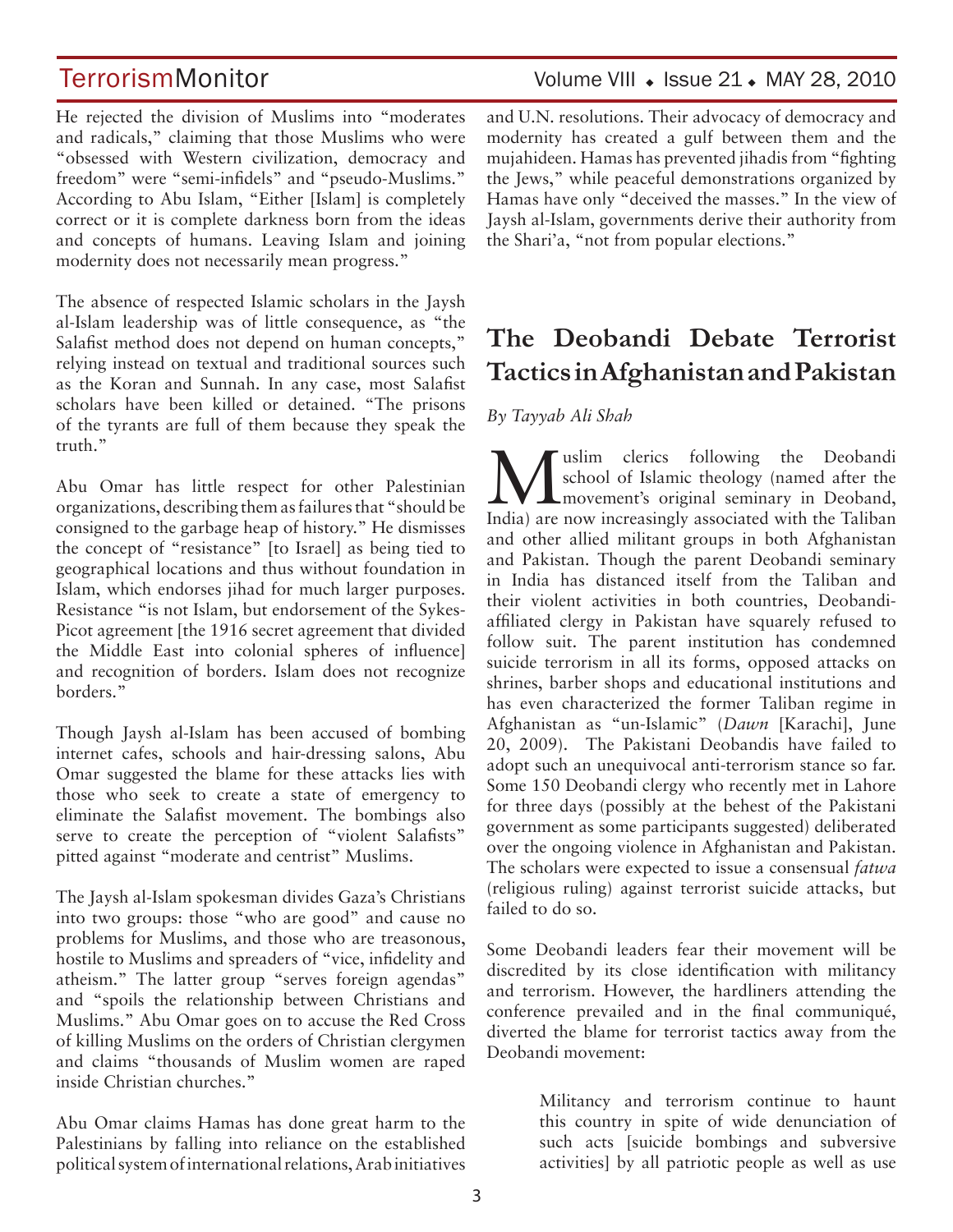He rejected the division of Muslims into "moderates and radicals," claiming that those Muslims who were "obsessed with Western civilization, democracy and freedom" were "semi-infidels" and "pseudo-Muslims." According to Abu Islam, "Either [Islam] is completely correct or it is complete darkness born from the ideas and concepts of humans. Leaving Islam and joining modernity does not necessarily mean progress."

The absence of respected Islamic scholars in the Jaysh al-Islam leadership was of little consequence, as "the Salafist method does not depend on human concepts," relying instead on textual and traditional sources such as the Koran and Sunnah. In any case, most Salafist scholars have been killed or detained. "The prisons of the tyrants are full of them because they speak the truth."

Abu Omar has little respect for other Palestinian organizations, describing them as failures that "should be consigned to the garbage heap of history." He dismisses the concept of "resistance" [to Israel] as being tied to geographical locations and thus without foundation in Islam, which endorses jihad for much larger purposes. Resistance "is not Islam, but endorsement of the Sykes-Picot agreement [the 1916 secret agreement that divided the Middle East into colonial spheres of influence] and recognition of borders. Islam does not recognize borders."

Though Jaysh al-Islam has been accused of bombing internet cafes, schools and hair-dressing salons, Abu Omar suggested the blame for these attacks lies with those who seek to create a state of emergency to eliminate the Salafist movement. The bombings also serve to create the perception of "violent Salafists" pitted against "moderate and centrist" Muslims.

The Jaysh al-Islam spokesman divides Gaza's Christians into two groups: those "who are good" and cause no problems for Muslims, and those who are treasonous, hostile to Muslims and spreaders of "vice, infidelity and atheism." The latter group "serves foreign agendas" and "spoils the relationship between Christians and Muslims." Abu Omar goes on to accuse the Red Cross of killing Muslims on the orders of Christian clergymen and claims "thousands of Muslim women are raped inside Christian churches."

Abu Omar claims Hamas has done great harm to the Palestinians by falling into reliance on the established political system of international relations, Arab initiatives and U.N. resolutions. Their advocacy of democracy and modernity has created a gulf between them and the mujahideen. Hamas has prevented jihadis from "fighting the Jews," while peaceful demonstrations organized by Hamas have only "deceived the masses." In the view of Jaysh al-Islam, governments derive their authority from the Shari'a, "not from popular elections."

## The Deobandi Debate Terrorist Tactics in Afghanistan and Pakistan

*By Tayyab Ali Shah*

Muslim clerics following the Deobandi school of Islamic theology (named after the movement's original seminary in Deoband, India) are now increasingly associated with the Taliban and other allied militant groups in both Afghanistan and Pakistan. Though the parent Deobandi seminary in India has distanced itself from the Taliban and their violent activities in both countries, Deobandi-affiliated clergy in Pakistan have squarely refused to follow suit. The parent institution has condemned suicide terrorism in all its forms, opposed attacks on shrines, barber shops and educational institutions and has even characterized the former Taliban regime in Afghanistan as "un-Islamic" (*Dawn* [Karachi], June 20, 2009). The Pakistani Deobandis have failed to adopt such an unequivocal anti-terrorism stance so far. Some 150 Deobandi clergy who recently met in Lahore for three days (possibly at the behest of the Pakistani government as some participants suggested) deliberated over the ongoing violence in Afghanistan and Pakistan. The scholars were expected to issue a consensual *fatwa* (religious ruling) against terrorist suicide attacks, but failed to do so.

Some Deobandi leaders fear their movement will be discredited by its close identification with militancy and terrorism. However, the hardliners attending the conference prevailed and in the final communiqué, diverted the blame for terrorist tactics away from the Deobandi movement:

> Militancy and terrorism continue to haunt this country in spite of wide denunciation of such acts [suicide bombings and subversive activities] by all patriotic people as well as use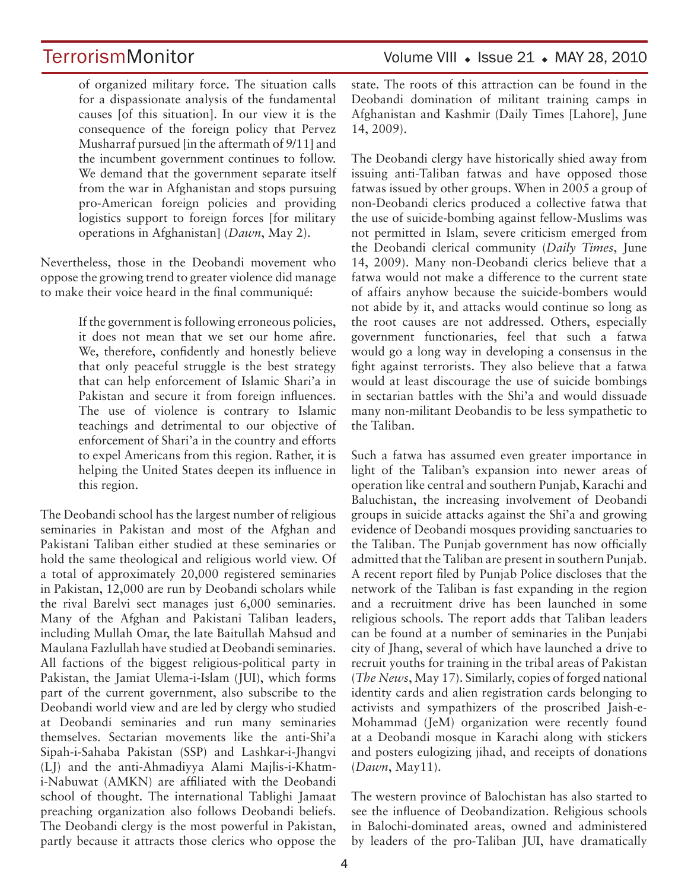> of organized military force. The situation calls for a dispassionate analysis of the fundamental causes [of this situation]. In our view it is the consequence of the foreign policy that Pervez Musharraf pursued [in the aftermath of 9/11] and the incumbent government continues to follow. We demand that the government separate itself from the war in Afghanistan and stops pursuing pro-American foreign policies and providing logistics support to foreign forces [for military operations in Afghanistan] (*Dawn*, May 2).

Nevertheless, those in the Deobandi movement who oppose the growing trend to greater violence did manage to make their voice heard in the final communiqué:

> If the government is following erroneous policies, it does not mean that we set our home afire. We, therefore, confidently and honestly believe that only peaceful struggle is the best strategy that can help enforcement of Islamic Shari'a in Pakistan and secure it from foreign influences. The use of violence is contrary to Islamic teachings and detrimental to our objective of enforcement of Shari'a in the country and efforts to expel Americans from this region. Rather, it is helping the United States deepen its influence in this region.

The Deobandi school has the largest number of religious seminaries in Pakistan and most of the Afghan and Pakistani Taliban either studied at these seminaries or hold the same theological and religious world view. Of a total of approximately 20,000 registered seminaries in Pakistan, 12,000 are run by Deobandi scholars while the rival Barelvi sect manages just 6,000 seminaries. Many of the Afghan and Pakistani Taliban leaders, including Mullah Omar, the late Baitullah Mahsud and Maulana Fazlullah have studied at Deobandi seminaries. All factions of the biggest religious-political party in Pakistan, the Jamiat Ulema-i-Islam (JUI), which forms part of the current government, also subscribe to the Deobandi world view and are led by clergy who studied at Deobandi seminaries and run many seminaries themselves. Sectarian movements like the anti-Shi'a Sipah-i-Sahaba Pakistan (SSP) and Lashkar-i-Jhangvi (LJ) and the anti-Ahmadiyya Alami Majlis-i-Khatm-i-Nabuwat (AMKN) are affiliated with the Deobandi school of thought. The international Tablighi Jamaat preaching organization also follows Deobandi beliefs. The Deobandi clergy is the most powerful in Pakistan, partly because it attracts those clerics who oppose the state. The roots of this attraction can be found in the Deobandi domination of militant training camps in Afghanistan and Kashmir (Daily Times [Lahore], June 14, 2009).

The Deobandi clergy have historically shied away from issuing anti-Taliban fatwas and have opposed those fatwas issued by other groups. When in 2005 a group of non-Deobandi clerics produced a collective fatwa that the use of suicide-bombing against fellow-Muslims was not permitted in Islam, severe criticism emerged from the Deobandi clerical community (*Daily Times*, June 14, 2009). Many non-Deobandi clerics believe that a fatwa would not make a difference to the current state of affairs anyhow because the suicide-bombers would not abide by it, and attacks would continue so long as the root causes are not addressed. Others, especially government functionaries, feel that such a fatwa would go a long way in developing a consensus in the fight against terrorists. They also believe that a fatwa would at least discourage the use of suicide bombings in sectarian battles with the Shi'a and would dissuade many non-militant Deobandis to be less sympathetic to the Taliban.

Such a fatwa has assumed even greater importance in light of the Taliban's expansion into newer areas of operation like central and southern Punjab, Karachi and Baluchistan, the increasing involvement of Deobandi groups in suicide attacks against the Shi'a and growing evidence of Deobandi mosques providing sanctuaries to the Taliban. The Punjab government has now officially admitted that the Taliban are present in southern Punjab. A recent report filed by Punjab Police discloses that the network of the Taliban is fast expanding in the region and a recruitment drive has been launched in some religious schools. The report adds that Taliban leaders can be found at a number of seminaries in the Punjabi city of Jhang, several of which have launched a drive to recruit youths for training in the tribal areas of Pakistan (*The News*, May 17). Similarly, copies of forged national identity cards and alien registration cards belonging to activists and sympathizers of the proscribed Jaish-e-Mohammad (JeM) organization were recently found at a Deobandi mosque in Karachi along with stickers and posters eulogizing jihad, and receipts of donations (*Dawn*, May11).

The western province of Balochistan has also started to see the influence of Deobandization. Religious schools in Balochi-dominated areas, owned and administered by leaders of the pro-Taliban JUI, have dramatically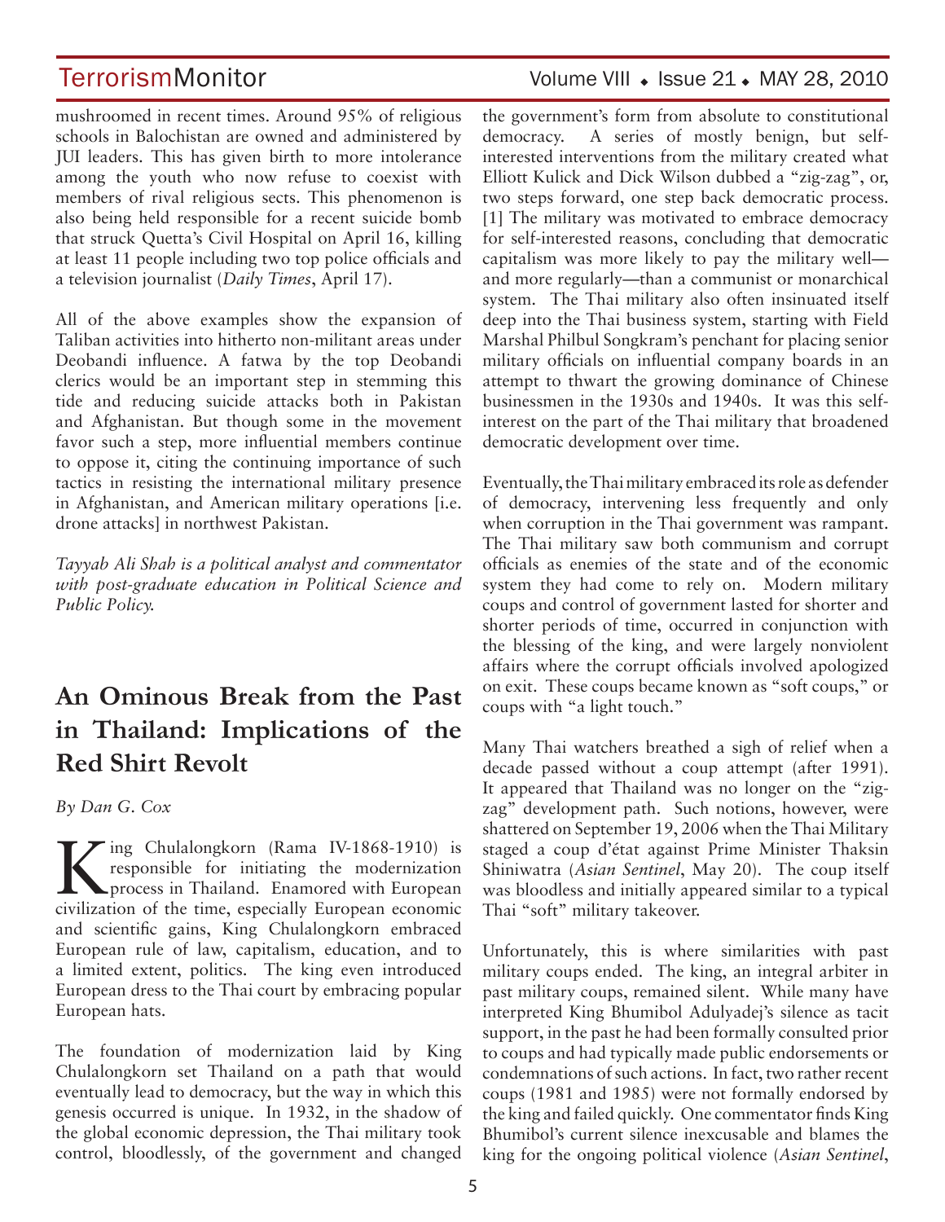mushroomed in recent times. Around 95% of religious schools in Balochistan are owned and administered by JUI leaders. This has given birth to more intolerance among the youth who now refuse to coexist with members of rival religious sects. This phenomenon is also being held responsible for a recent suicide bomb that struck Quetta's Civil Hospital on April 16, killing at least 11 people including two top police officials and a television journalist (*Daily Times*, April 17).

All of the above examples show the expansion of Taliban activities into hitherto non-militant areas under Deobandi influence. A fatwa by the top Deobandi clerics would be an important step in stemming this tide and reducing suicide attacks both in Pakistan and Afghanistan. But though some in the movement favor such a step, more influential members continue to oppose it, citing the continuing importance of such tactics in resisting the international military presence in Afghanistan, and American military operations [i.e. drone attacks] in northwest Pakistan.

*Tayyab Ali Shah is a political analyst and commentator with post-graduate education in Political Science and Public Policy.*

## An Ominous Break from the Past in Thailand: Implications of the Red Shirt Revolt

*By Dan G. Cox*

King Chulalongkorn (Rama IV-1868-1910) is responsible for initiating the modernization process in Thailand. Enamored with European civilization of the time, especially European economic and scientific gains, King Chulalongkorn embraced European rule of law, capitalism, education, and to a limited extent, politics. The king even introduced European dress to the Thai court by embracing popular European hats.

The foundation of modernization laid by King Chulalongkorn set Thailand on a path that would eventually lead to democracy, but the way in which this genesis occurred is unique. In 1932, in the shadow of the global economic depression, the Thai military took control, bloodlessly, of the government and changed the government's form from absolute to constitutional democracy. A series of mostly benign, but self-interested interventions from the military created what Elliott Kulick and Dick Wilson dubbed a "zig-zag", or, two steps forward, one step back democratic process. [1] The military was motivated to embrace democracy for self-interested reasons, concluding that democratic capitalism was more likely to pay the military well—and more regularly—than a communist or monarchical system. The Thai military also often insinuated itself deep into the Thai business system, starting with Field Marshal Philbul Songkram's penchant for placing senior military officials on influential company boards in an attempt to thwart the growing dominance of Chinese businessmen in the 1930s and 1940s. It was this self-interest on the part of the Thai military that broadened democratic development over time.

Eventually, the Thai military embraced its role as defender of democracy, intervening less frequently and only when corruption in the Thai government was rampant. The Thai military saw both communism and corrupt officials as enemies of the state and of the economic system they had come to rely on. Modern military coups and control of government lasted for shorter and shorter periods of time, occurred in conjunction with the blessing of the king, and were largely nonviolent affairs where the corrupt officials involved apologized on exit. These coups became known as "soft coups," or coups with "a light touch."

Many Thai watchers breathed a sigh of relief when a decade passed without a coup attempt (after 1991). It appeared that Thailand was no longer on the "zig-zag" development path. Such notions, however, were shattered on September 19, 2006 when the Thai Military staged a coup d'état against Prime Minister Thaksin Shiniwatra (*Asian Sentinel*, May 20). The coup itself was bloodless and initially appeared similar to a typical Thai "soft" military takeover.

Unfortunately, this is where similarities with past military coups ended. The king, an integral arbiter in past military coups, remained silent. While many have interpreted King Bhumibol Adulyadej's silence as tacit support, in the past he had been formally consulted prior to coups and had typically made public endorsements or condemnations of such actions. In fact, two rather recent coups (1981 and 1985) were not formally endorsed by the king and failed quickly. One commentator finds King Bhumibol's current silence inexcusable and blames the king for the ongoing political violence (*Asian Sentinel*,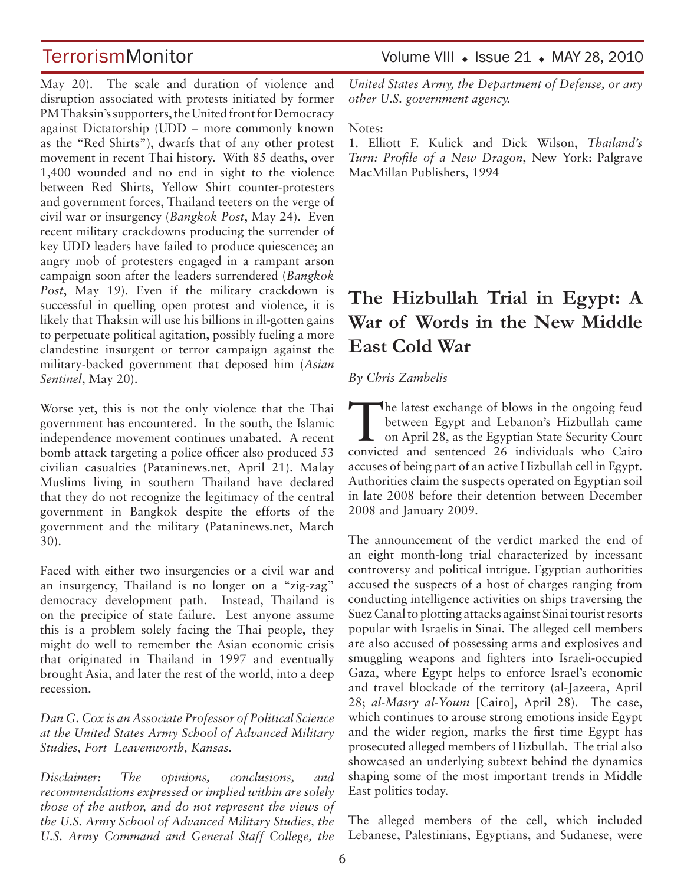May 20). The scale and duration of violence and disruption associated with protests initiated by former PM Thaksin's supporters, the United front for Democracy against Dictatorship (UDD – more commonly known as the "Red Shirts"), dwarfs that of any other protest movement in recent Thai history. With 85 deaths, over 1,400 wounded and no end in sight to the violence between Red Shirts, Yellow Shirt counter-protesters and government forces, Thailand teeters on the verge of civil war or insurgency (*Bangkok Post*, May 24). Even recent military crackdowns producing the surrender of key UDD leaders have failed to produce quiescence; an angry mob of protesters engaged in a rampant arson campaign soon after the leaders surrendered (*Bangkok Post*, May 19). Even if the military crackdown is successful in quelling open protest and violence, it is likely that Thaksin will use his billions in ill-gotten gains to perpetuate political agitation, possibly fueling a more clandestine insurgent or terror campaign against the military-backed government that deposed him (*Asian Sentinel*, May 20).

Worse yet, this is not the only violence that the Thai government has encountered. In the south, the Islamic independence movement continues unabated. A recent bomb attack targeting a police officer also produced 53 civilian casualties (Pataninews.net, April 21). Malay Muslims living in southern Thailand have declared that they do not recognize the legitimacy of the central government in Bangkok despite the efforts of the government and the military (Pataninews.net, March 30).

Faced with either two insurgencies or a civil war and an insurgency, Thailand is no longer on a "zig-zag" democracy development path. Instead, Thailand is on the precipice of state failure. Lest anyone assume this is a problem solely facing the Thai people, they might do well to remember the Asian economic crisis that originated in Thailand in 1997 and eventually brought Asia, and later the rest of the world, into a deep recession.

*Dan G. Cox is an Associate Professor of Political Science at the United States Army School of Advanced Military Studies, Fort Leavenworth, Kansas.*

*Disclaimer: The opinions, conclusions, and recommendations expressed or implied within are solely those of the author, and do not represent the views of the U.S. Army School of Advanced Military Studies, the U.S. Army Command and General Staff College, the United States Army, the Department of Defense, or any other U.S. government agency.*

Notes:

1. Elliott F. Kulick and Dick Wilson, *Thailand's Turn: Profile of a New Dragon*, New York: Palgrave MacMillan Publishers, 1994

# The Hizbullah Trial in Egypt: A War of Words in the New Middle East Cold War

*By Chris Zambelis*

The latest exchange of blows in the ongoing feud between Egypt and Lebanon's Hizbullah came on April 28, as the Egyptian State Security Court convicted and sentenced 26 individuals who Cairo accuses of being part of an active Hizbullah cell in Egypt. Authorities claim the suspects operated on Egyptian soil in late 2008 before their detention between December 2008 and January 2009.

The announcement of the verdict marked the end of an eight month-long trial characterized by incessant controversy and political intrigue. Egyptian authorities accused the suspects of a host of charges ranging from conducting intelligence activities on ships traversing the Suez Canal to plotting attacks against Sinai tourist resorts popular with Israelis in Sinai. The alleged cell members are also accused of possessing arms and explosives and smuggling weapons and fighters into Israeli-occupied Gaza, where Egypt helps to enforce Israel's economic and travel blockade of the territory (al-Jazeera, April 28; *al-Masry al-Youm* [Cairo], April 28). The case, which continues to arouse strong emotions inside Egypt and the wider region, marks the first time Egypt has prosecuted alleged members of Hizbullah. The trial also showcased an underlying subtext behind the dynamics shaping some of the most important trends in Middle East politics today.

The alleged members of the cell, which included Lebanese, Palestinians, Egyptians, and Sudanese, were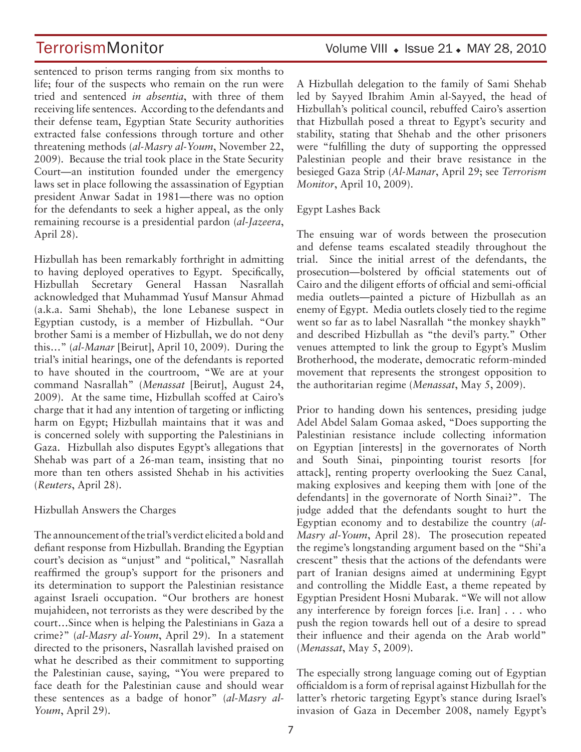sentenced to prison terms ranging from six months to life; four of the suspects who remain on the run were tried and sentenced *in absentia*, with three of them receiving life sentences. According to the defendants and their defense team, Egyptian State Security authorities extracted false confessions through torture and other threatening methods (*al-Masry al-Youm*, November 22, 2009). Because the trial took place in the State Security Court—an institution founded under the emergency laws set in place following the assassination of Egyptian president Anwar Sadat in 1981—there was no option for the defendants to seek a higher appeal, as the only remaining recourse is a presidential pardon (*al-Jazeera*, April 28).

Hizbullah has been remarkably forthright in admitting to having deployed operatives to Egypt. Specifically, Hizbullah Secretary General Hassan Nasrallah acknowledged that Muhammad Yusuf Mansur Ahmad (a.k.a. Sami Shehab), the lone Lebanese suspect in Egyptian custody, is a member of Hizbullah. "Our brother Sami is a member of Hizbullah, we do not deny this…" (*al-Manar* [Beirut], April 10, 2009). During the trial's initial hearings, one of the defendants is reported to have shouted in the courtroom, "We are at your command Nasrallah" (*Menassat* [Beirut], August 24, 2009). At the same time, Hizbullah scoffed at Cairo's charge that it had any intention of targeting or inflicting harm on Egypt; Hizbullah maintains that it was and is concerned solely with supporting the Palestinians in Gaza. Hizbullah also disputes Egypt's allegations that Shehab was part of a 26-man team, insisting that no more than ten others assisted Shehab in his activities (*Reuters*, April 28).

Hizbullah Answers the Charges

The announcement of the trial's verdict elicited a bold and defiant response from Hizbullah. Branding the Egyptian court's decision as "unjust" and "political," Nasrallah reaffirmed the group's support for the prisoners and its determination to support the Palestinian resistance against Israeli occupation. "Our brothers are honest mujahideen, not terrorists as they were described by the court…Since when is helping the Palestinians in Gaza a crime?" (*al-Masry al-Youm*, April 29). In a statement directed to the prisoners, Nasrallah lavished praised on what he described as their commitment to supporting the Palestinian cause, saying, "You were prepared to face death for the Palestinian cause and should wear these sentences as a badge of honor" (*al-Masry al-Youm*, April 29).

A Hizbullah delegation to the family of Sami Shehab led by Sayyed Ibrahim Amin al-Sayyed, the head of Hizbullah's political council, rebuffed Cairo's assertion that Hizbullah posed a threat to Egypt's security and stability, stating that Shehab and the other prisoners were "fulfilling the duty of supporting the oppressed Palestinian people and their brave resistance in the besieged Gaza Strip (*Al-Manar*, April 29; see *Terrorism Monitor*, April 10, 2009).

Egypt Lashes Back

The ensuing war of words between the prosecution and defense teams escalated steadily throughout the trial. Since the initial arrest of the defendants, the prosecution—bolstered by official statements out of Cairo and the diligent efforts of official and semi-official media outlets—painted a picture of Hizbullah as an enemy of Egypt. Media outlets closely tied to the regime went so far as to label Nasrallah "the monkey shaykh" and described Hizbullah as "the devil's party." Other venues attempted to link the group to Egypt's Muslim Brotherhood, the moderate, democratic reform-minded movement that represents the strongest opposition to the authoritarian regime (*Menassat*, May 5, 2009).

Prior to handing down his sentences, presiding judge Adel Abdel Salam Gomaa asked, "Does supporting the Palestinian resistance include collecting information on Egyptian [interests] in the governorates of North and South Sinai, pinpointing tourist resorts [for attack], renting property overlooking the Suez Canal, making explosives and keeping them with [one of the defendants] in the governorate of North Sinai?". The judge added that the defendants sought to hurt the Egyptian economy and to destabilize the country (*al-Masry al-Youm*, April 28). The prosecution repeated the regime's longstanding argument based on the "Shi'a crescent" thesis that the actions of the defendants were part of Iranian designs aimed at undermining Egypt and controlling the Middle East, a theme repeated by Egyptian President Hosni Mubarak. "We will not allow any interference by foreign forces [i.e. Iran] . . . who push the region towards hell out of a desire to spread their influence and their agenda on the Arab world" (*Menassat*, May 5, 2009).

The especially strong language coming out of Egyptian officialdom is a form of reprisal against Hizbullah for the latter's rhetoric targeting Egypt's stance during Israel's invasion of Gaza in December 2008, namely Egypt's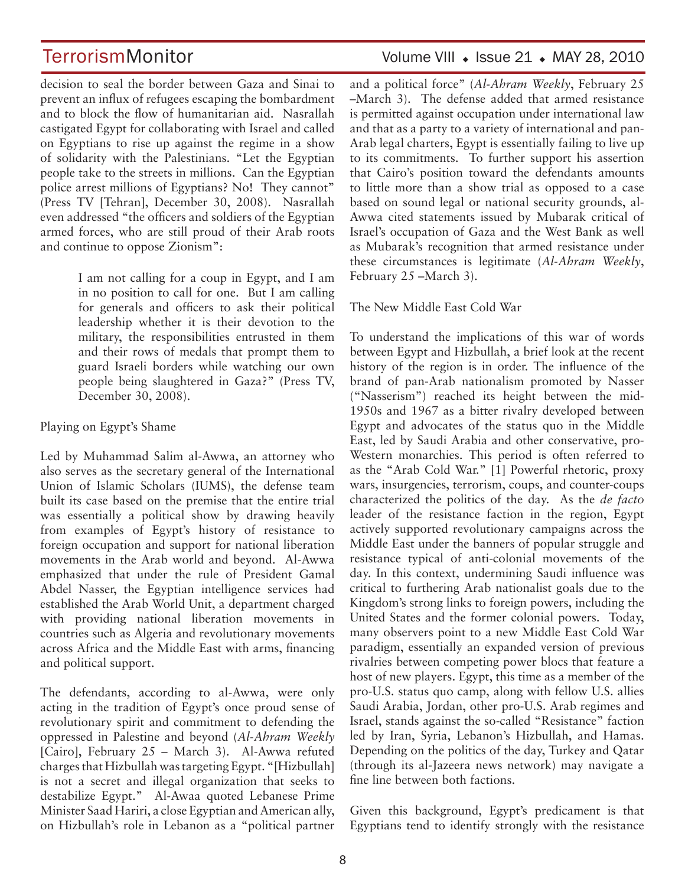decision to seal the border between Gaza and Sinai to prevent an influx of refugees escaping the bombardment and to block the flow of humanitarian aid. Nasrallah castigated Egypt for collaborating with Israel and called on Egyptians to rise up against the regime in a show of solidarity with the Palestinians. "Let the Egyptian people take to the streets in millions. Can the Egyptian police arrest millions of Egyptians? No! They cannot" (Press TV [Tehran], December 30, 2008). Nasrallah even addressed "the officers and soldiers of the Egyptian armed forces, who are still proud of their Arab roots and continue to oppose Zionism":

> I am not calling for a coup in Egypt, and I am in no position to call for one. But I am calling for generals and officers to ask their political leadership whether it is their devotion to the military, the responsibilities entrusted in them and their rows of medals that prompt them to guard Israeli borders while watching our own people being slaughtered in Gaza?" (Press TV, December 30, 2008).

## Playing on Egypt's Shame

Led by Muhammad Salim al-Awwa, an attorney who also serves as the secretary general of the International Union of Islamic Scholars (IUMS), the defense team built its case based on the premise that the entire trial was essentially a political show by drawing heavily from examples of Egypt's history of resistance to foreign occupation and support for national liberation movements in the Arab world and beyond. Al-Awwa emphasized that under the rule of President Gamal Abdel Nasser, the Egyptian intelligence services had established the Arab World Unit, a department charged with providing national liberation movements in countries such as Algeria and revolutionary movements across Africa and the Middle East with arms, financing and political support.

The defendants, according to al-Awwa, were only acting in the tradition of Egypt's once proud sense of revolutionary spirit and commitment to defending the oppressed in Palestine and beyond (*Al-Ahram Weekly* [Cairo], February 25 – March 3). Al-Awwa refuted charges that Hizbullah was targeting Egypt. "[Hizbullah] is not a secret and illegal organization that seeks to destabilize Egypt." Al-Awaa quoted Lebanese Prime Minister Saad Hariri, a close Egyptian and American ally, on Hizbullah's role in Lebanon as a "political partner and a political force" (*Al-Ahram Weekly*, February 25 –March 3). The defense added that armed resistance is permitted against occupation under international law and that as a party to a variety of international and pan-Arab legal charters, Egypt is essentially failing to live up to its commitments. To further support his assertion that Cairo's position toward the defendants amounts to little more than a show trial as opposed to a case based on sound legal or national security grounds, al-Awwa cited statements issued by Mubarak critical of Israel's occupation of Gaza and the West Bank as well as Mubarak's recognition that armed resistance under these circumstances is legitimate (*Al-Ahram Weekly*, February 25 –March 3).

## The New Middle East Cold War

To understand the implications of this war of words between Egypt and Hizbullah, a brief look at the recent history of the region is in order. The influence of the brand of pan-Arab nationalism promoted by Nasser ("Nasserism") reached its height between the mid-1950s and 1967 as a bitter rivalry developed between Egypt and advocates of the status quo in the Middle East, led by Saudi Arabia and other conservative, pro-Western monarchies. This period is often referred to as the "Arab Cold War." [1] Powerful rhetoric, proxy wars, insurgencies, terrorism, coups, and counter-coups characterized the politics of the day. As the *de facto* leader of the resistance faction in the region, Egypt actively supported revolutionary campaigns across the Middle East under the banners of popular struggle and resistance typical of anti-colonial movements of the day. In this context, undermining Saudi influence was critical to furthering Arab nationalist goals due to the Kingdom's strong links to foreign powers, including the United States and the former colonial powers. Today, many observers point to a new Middle East Cold War paradigm, essentially an expanded version of previous rivalries between competing power blocs that feature a host of new players. Egypt, this time as a member of the pro-U.S. status quo camp, along with fellow U.S. allies Saudi Arabia, Jordan, other pro-U.S. Arab regimes and Israel, stands against the so-called "Resistance" faction led by Iran, Syria, Lebanon's Hizbullah, and Hamas. Depending on the politics of the day, Turkey and Qatar (through its al-Jazeera news network) may navigate a fine line between both factions.

Given this background, Egypt's predicament is that Egyptians tend to identify strongly with the resistance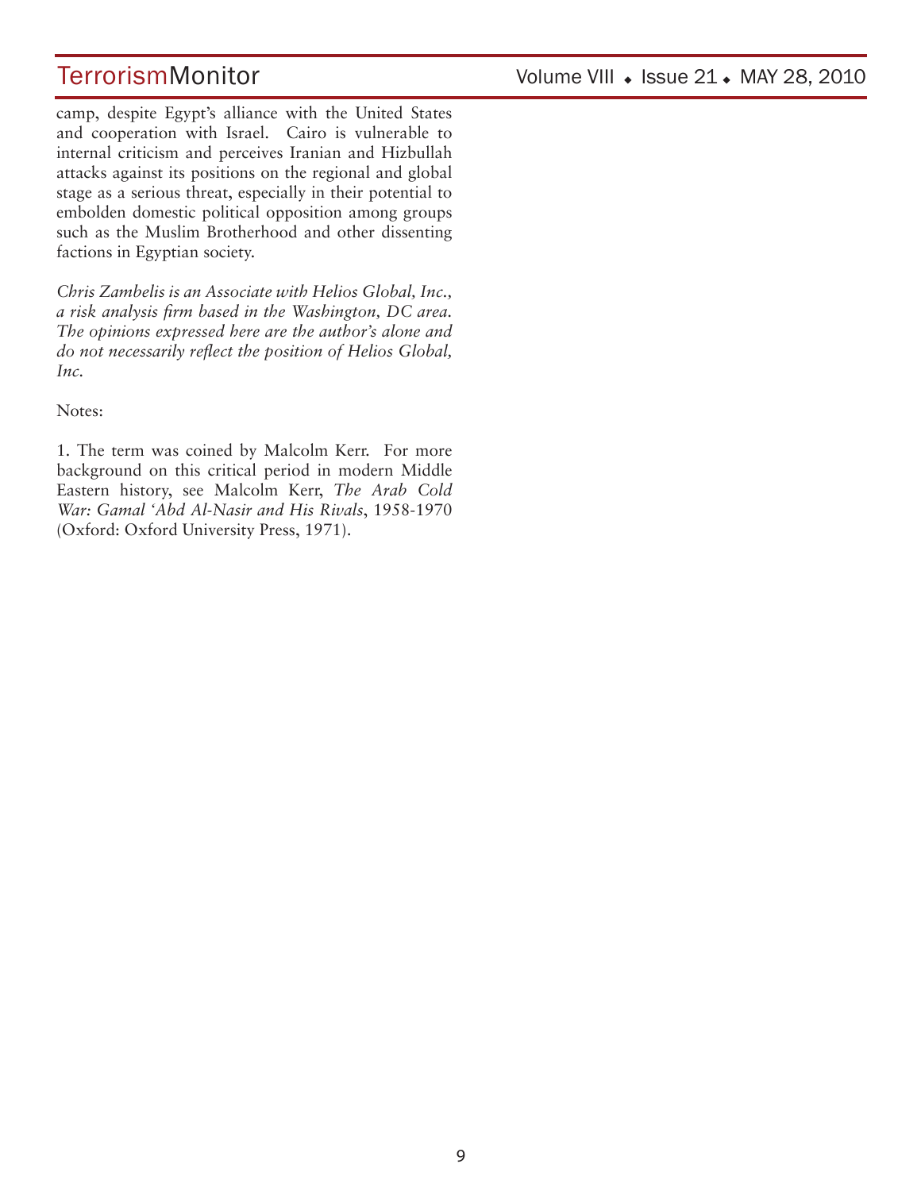camp, despite Egypt's alliance with the United States and cooperation with Israel. Cairo is vulnerable to internal criticism and perceives Iranian and Hizbullah attacks against its positions on the regional and global stage as a serious threat, especially in their potential to embolden domestic political opposition among groups such as the Muslim Brotherhood and other dissenting factions in Egyptian society.

*Chris Zambelis is an Associate with Helios Global, Inc., a risk analysis firm based in the Washington, DC area. The opinions expressed here are the author's alone and do not necessarily reflect the position of Helios Global, Inc.*

Notes:

1. The term was coined by Malcolm Kerr. For more background on this critical period in modern Middle Eastern history, see Malcolm Kerr, *The Arab Cold War: Gamal 'Abd Al-Nasir and His Rivals*, 1958-1970 (Oxford: Oxford University Press, 1971).